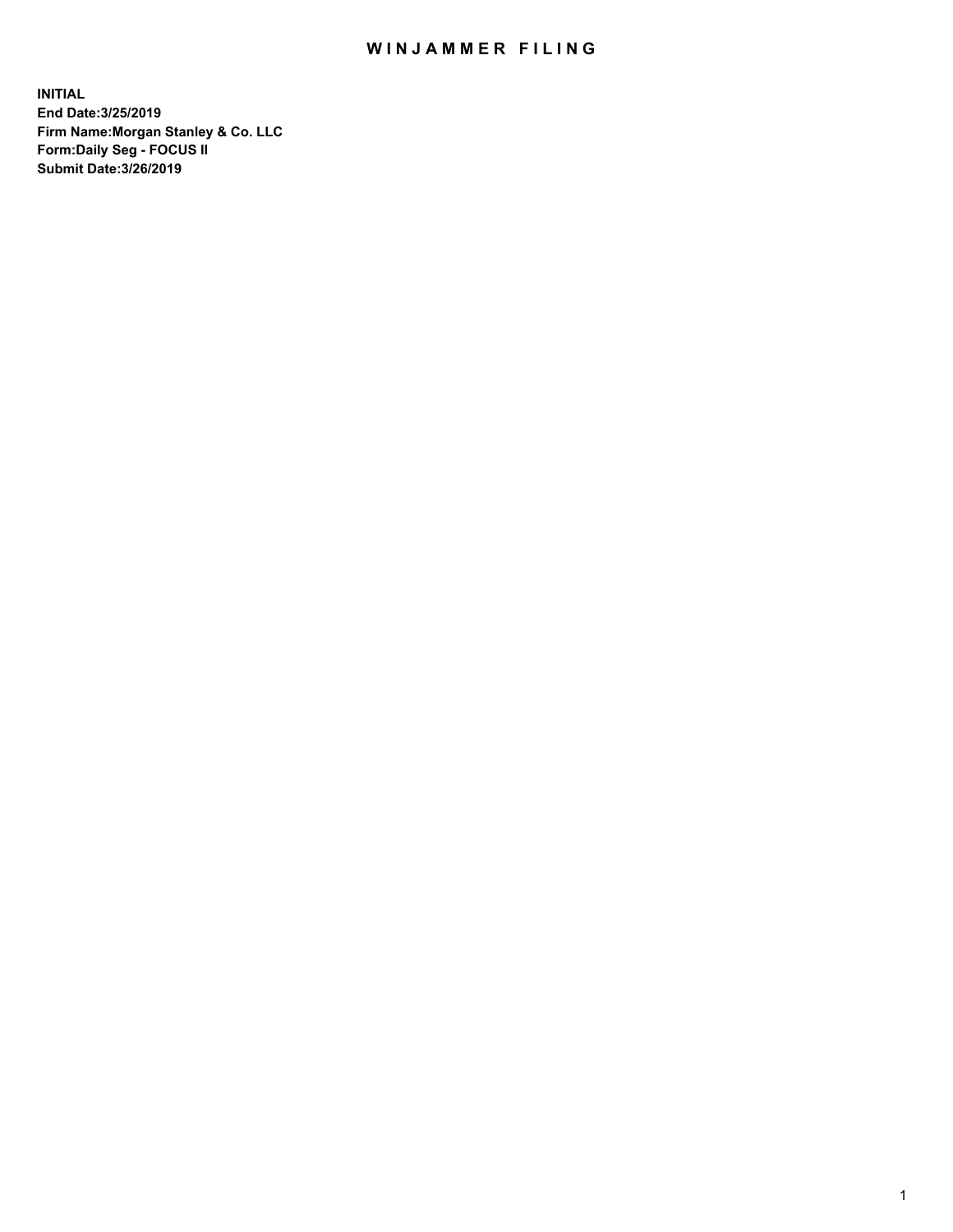# WINJAMMER FILING

**INITIAL**
**End Date:3/25/2019**
**Firm Name:Morgan Stanley & Co. LLC**
**Form:Daily Seg - FOCUS II**
**Submit Date:3/26/2019**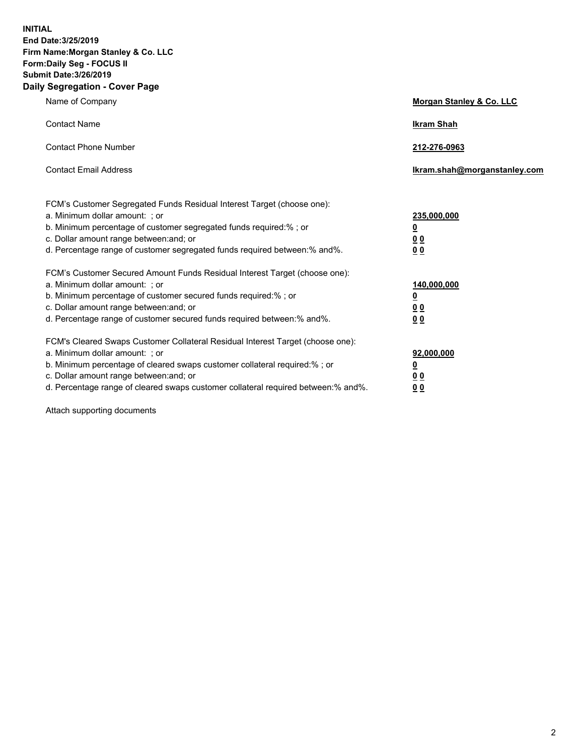**INITIAL**
**End Date:3/25/2019**
**Firm Name:Morgan Stanley & Co. LLC**
**Form:Daily Seg - FOCUS II**
**Submit Date:3/26/2019**
**Daily Segregation - Cover Page**

| | |
|---|---|
| Name of Company | **Morgan Stanley & Co. LLC** |
| Contact Name | **Ikram Shah** |
| Contact Phone Number | **212-276-0963** |
| Contact Email Address | **Ikram.shah@morganstanley.com** |

FCM's Customer Segregated Funds Residual Interest Target (choose one):

| | |
|---|---|
| a. Minimum dollar amount: ; or | **235,000,000** |
| b. Minimum percentage of customer segregated funds required:% ; or | **0** |
| c. Dollar amount range between:and; or | **0 0** |
| d. Percentage range of customer segregated funds required between:% and%. | **0 0** |

FCM's Customer Secured Amount Funds Residual Interest Target (choose one):

| | |
|---|---|
| a. Minimum dollar amount: ; or | **140,000,000** |
| b. Minimum percentage of customer secured funds required:% ; or | **0** |
| c. Dollar amount range between:and; or | **0 0** |
| d. Percentage range of customer secured funds required between:% and%. | **0 0** |

FCM's Cleared Swaps Customer Collateral Residual Interest Target (choose one):

| | |
|---|---|
| a. Minimum dollar amount: ; or | **92,000,000** |
| b. Minimum percentage of cleared swaps customer collateral required:% ; or | **0** |
| c. Dollar amount range between:and; or | **0 0** |
| d. Percentage range of cleared swaps customer collateral required between:% and%. | **0 0** |

Attach supporting documents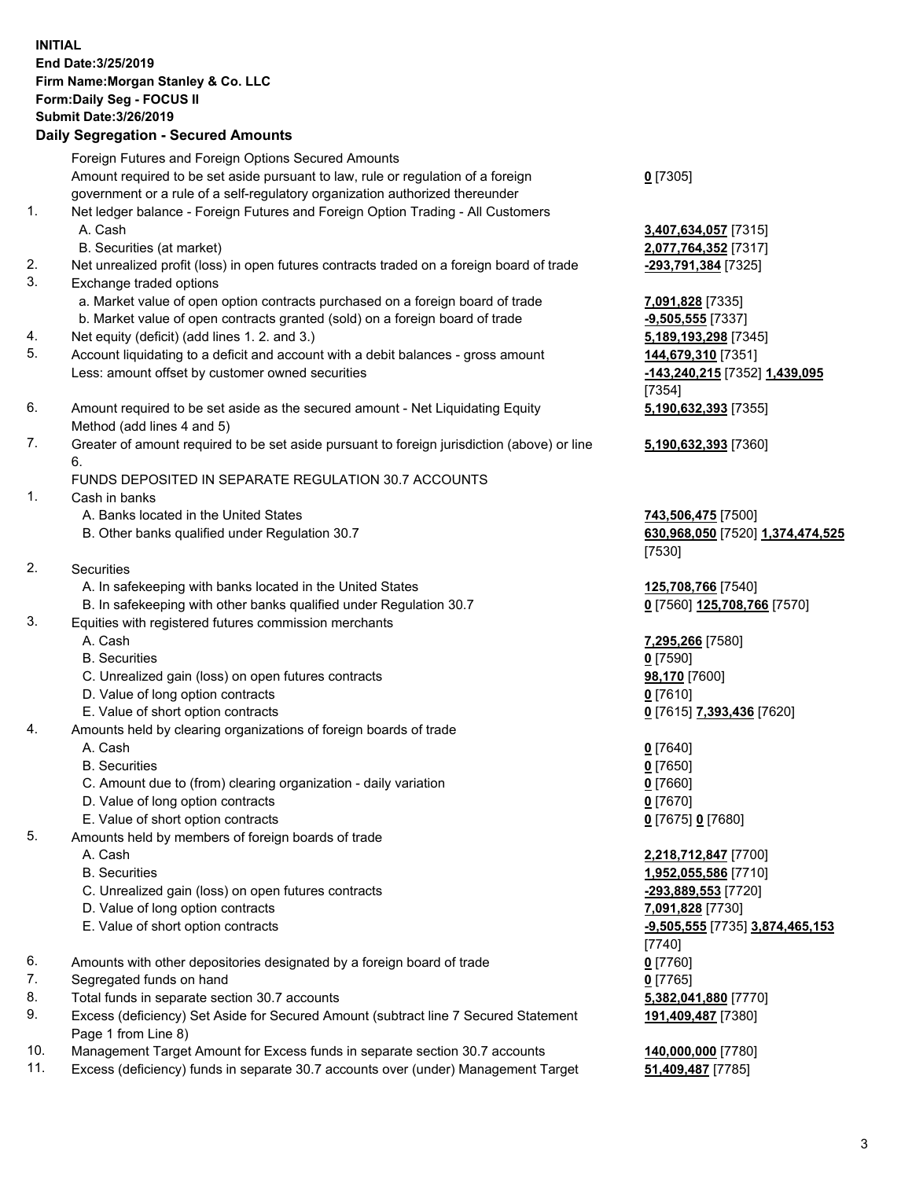**INITIAL**
**End Date:3/25/2019**
**Firm Name:Morgan Stanley & Co. LLC**
**Form:Daily Seg - FOCUS II**
**Submit Date:3/26/2019**
**Daily Segregation - Secured Amounts**

| | | |
|---|---|---|
| | Foreign Futures and Foreign Options Secured Amounts | |
| | Amount required to be set aside pursuant to law, rule or regulation of a foreign government or a rule of a self-regulatory organization authorized thereunder | **0** [7305] |
| 1. | Net ledger balance - Foreign Futures and Foreign Option Trading - All Customers | |
| | A. Cash | **3,407,634,057** [7315] |
| | B. Securities (at market) | **2,077,764,352** [7317] |
| 2. | Net unrealized profit (loss) in open futures contracts traded on a foreign board of trade | **-293,791,384** [7325] |
| 3. | Exchange traded options | |
| | a. Market value of open option contracts purchased on a foreign board of trade | **7,091,828** [7335] |
| | b. Market value of open contracts granted (sold) on a foreign board of trade | **-9,505,555** [7337] |
| 4. | Net equity (deficit) (add lines 1. 2. and 3.) | **5,189,193,298** [7345] |
| 5. | Account liquidating to a deficit and account with a debit balances - gross amount | **144,679,310** [7351] |
| | Less: amount offset by customer owned securities | **-143,240,215** [7352] **1,439,095** [7354] |
| 6. | Amount required to be set aside as the secured amount - Net Liquidating Equity Method (add lines 4 and 5) | **5,190,632,393** [7355] |
| 7. | Greater of amount required to be set aside pursuant to foreign jurisdiction (above) or line 6. | **5,190,632,393** [7360] |
| | FUNDS DEPOSITED IN SEPARATE REGULATION 30.7 ACCOUNTS | |
| 1. | Cash in banks | |
| | A. Banks located in the United States | **743,506,475** [7500] |
| | B. Other banks qualified under Regulation 30.7 | **630,968,050** [7520] **1,374,474,525** [7530] |
| 2. | Securities | |
| | A. In safekeeping with banks located in the United States | **125,708,766** [7540] |
| | B. In safekeeping with other banks qualified under Regulation 30.7 | **0** [7560] **125,708,766** [7570] |
| 3. | Equities with registered futures commission merchants | |
| | A. Cash | **7,295,266** [7580] |
| | B. Securities | **0** [7590] |
| | C. Unrealized gain (loss) on open futures contracts | **98,170** [7600] |
| | D. Value of long option contracts | **0** [7610] |
| | E. Value of short option contracts | **0** [7615] **7,393,436** [7620] |
| 4. | Amounts held by clearing organizations of foreign boards of trade | |
| | A. Cash | **0** [7640] |
| | B. Securities | **0** [7650] |
| | C. Amount due to (from) clearing organization - daily variation | **0** [7660] |
| | D. Value of long option contracts | **0** [7670] |
| | E. Value of short option contracts | **0** [7675] **0** [7680] |
| 5. | Amounts held by members of foreign boards of trade | |
| | A. Cash | **2,218,712,847** [7700] |
| | B. Securities | **1,952,055,586** [7710] |
| | C. Unrealized gain (loss) on open futures contracts | **-293,889,553** [7720] |
| | D. Value of long option contracts | **7,091,828** [7730] |
| | E. Value of short option contracts | **-9,505,555** [7735] **3,874,465,153** [7740] |
| 6. | Amounts with other depositories designated by a foreign board of trade | **0** [7760] |
| 7. | Segregated funds on hand | **0** [7765] |
| 8. | Total funds in separate section 30.7 accounts | **5,382,041,880** [7770] |
| 9. | Excess (deficiency) Set Aside for Secured Amount (subtract line 7 Secured Statement Page 1 from Line 8) | **191,409,487** [7380] |
| 10. | Management Target Amount for Excess funds in separate section 30.7 accounts | **140,000,000** [7780] |
| 11. | Excess (deficiency) funds in separate 30.7 accounts over (under) Management Target | **51,409,487** [7785] |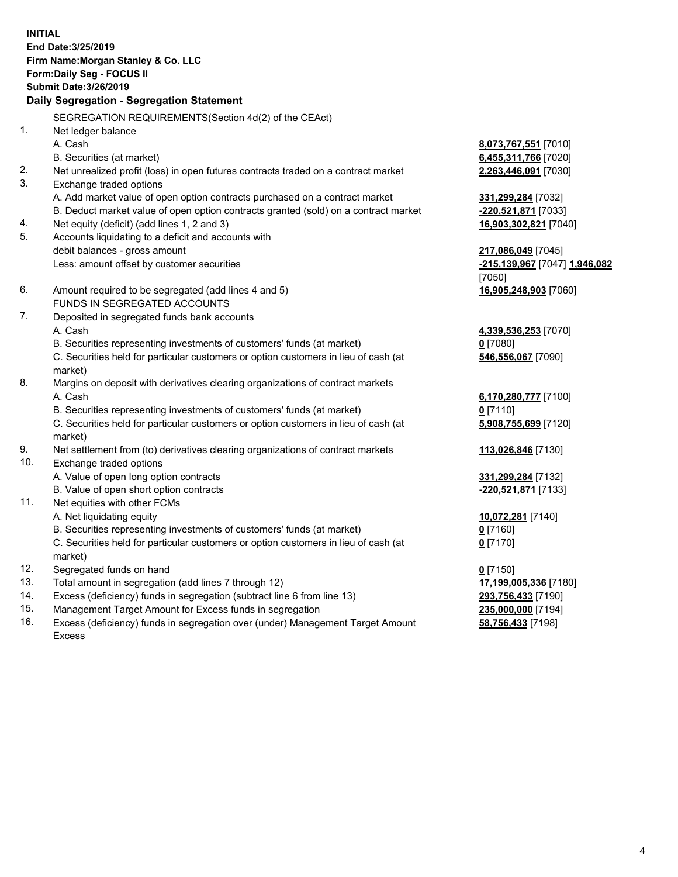**INITIAL**
**End Date:3/25/2019**
**Firm Name:Morgan Stanley & Co. LLC**
**Form:Daily Seg - FOCUS II**
**Submit Date:3/26/2019**

**Daily Segregation - Segregation Statement**

| | | |
|---|---|---|
| | SEGREGATION REQUIREMENTS(Section 4d(2) of the CEAct) | |
| 1. | Net ledger balance | |
| | A. Cash | **8,073,767,551** [7010] |
| | B. Securities (at market) | **6,455,311,766** [7020] |
| 2. | Net unrealized profit (loss) in open futures contracts traded on a contract market | **2,263,446,091** [7030] |
| 3. | Exchange traded options | |
| | A. Add market value of open option contracts purchased on a contract market | **331,299,284** [7032] |
| | B. Deduct market value of open option contracts granted (sold) on a contract market | **-220,521,871** [7033] |
| 4. | Net equity (deficit) (add lines 1, 2 and 3) | **16,903,302,821** [7040] |
| 5. | Accounts liquidating to a deficit and accounts with debit balances - gross amount | **217,086,049** [7045] |
| | Less: amount offset by customer securities | **-215,139,967** [7047] **1,946,082** [7050] |
| 6. | Amount required to be segregated (add lines 4 and 5) | **16,905,248,903** [7060] |
| | FUNDS IN SEGREGATED ACCOUNTS | |
| 7. | Deposited in segregated funds bank accounts | |
| | A. Cash | **4,339,536,253** [7070] |
| | B. Securities representing investments of customers' funds (at market) | **0** [7080] |
| | C. Securities held for particular customers or option customers in lieu of cash (at market) | **546,556,067** [7090] |
| 8. | Margins on deposit with derivatives clearing organizations of contract markets | |
| | A. Cash | **6,170,280,777** [7100] |
| | B. Securities representing investments of customers' funds (at market) | **0** [7110] |
| | C. Securities held for particular customers or option customers in lieu of cash (at market) | **5,908,755,699** [7120] |
| 9. | Net settlement from (to) derivatives clearing organizations of contract markets | **113,026,846** [7130] |
| 10. | Exchange traded options | |
| | A. Value of open long option contracts | **331,299,284** [7132] |
| | B. Value of open short option contracts | **-220,521,871** [7133] |
| 11. | Net equities with other FCMs | |
| | A. Net liquidating equity | **10,072,281** [7140] |
| | B. Securities representing investments of customers' funds (at market) | **0** [7160] |
| | C. Securities held for particular customers or option customers in lieu of cash (at market) | **0** [7170] |
| 12. | Segregated funds on hand | **0** [7150] |
| 13. | Total amount in segregation (add lines 7 through 12) | **17,199,005,336** [7180] |
| 14. | Excess (deficiency) funds in segregation (subtract line 6 from line 13) | **293,756,433** [7190] |
| 15. | Management Target Amount for Excess funds in segregation | **235,000,000** [7194] |
| 16. | Excess (deficiency) funds in segregation over (under) Management Target Amount Excess | **58,756,433** [7198] |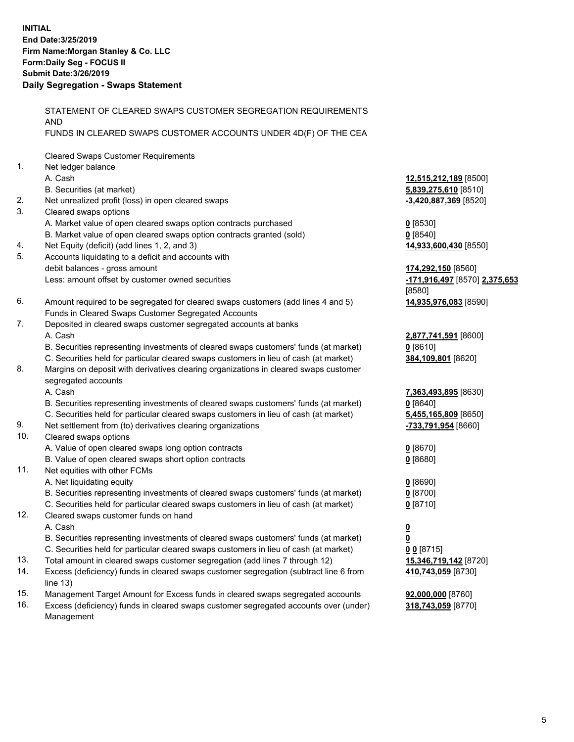**INITIAL**
**End Date:3/25/2019**
**Firm Name:Morgan Stanley & Co. LLC**
**Form:Daily Seg - FOCUS II**
**Submit Date:3/26/2019**
**Daily Segregation - Swaps Statement**

STATEMENT OF CLEARED SWAPS CUSTOMER SEGREGATION REQUIREMENTS AND FUNDS IN CLEARED SWAPS CUSTOMER ACCOUNTS UNDER 4D(F) OF THE CEA

| | | |
|---|---|---|
| | Cleared Swaps Customer Requirements | |
| 1. | Net ledger balance | |
| | A. Cash | **12,515,212,189** [8500] |
| | B. Securities (at market) | **5,839,275,610** [8510] |
| 2. | Net unrealized profit (loss) in open cleared swaps | **-3,420,887,369** [8520] |
| 3. | Cleared swaps options | |
| | A. Market value of open cleared swaps option contracts purchased | **0** [8530] |
| | B. Market value of open cleared swaps option contracts granted (sold) | **0** [8540] |
| 4. | Net Equity (deficit) (add lines 1, 2, and 3) | **14,933,600,430** [8550] |
| 5. | Accounts liquidating to a deficit and accounts with debit balances - gross amount | **174,292,150** [8560] |
| | Less: amount offset by customer owned securities | **-171,916,497** [8570] **2,375,653** [8580] |
| 6. | Amount required to be segregated for cleared swaps customers (add lines 4 and 5) | **14,935,976,083** [8590] |
| | Funds in Cleared Swaps Customer Segregated Accounts | |
| 7. | Deposited in cleared swaps customer segregated accounts at banks | |
| | A. Cash | **2,877,741,591** [8600] |
| | B. Securities representing investments of cleared swaps customers' funds (at market) | **0** [8610] |
| | C. Securities held for particular cleared swaps customers in lieu of cash (at market) | **384,109,801** [8620] |
| 8. | Margins on deposit with derivatives clearing organizations in cleared swaps customer segregated accounts | |
| | A. Cash | **7,363,493,895** [8630] |
| | B. Securities representing investments of cleared swaps customers' funds (at market) | **0** [8640] |
| | C. Securities held for particular cleared swaps customers in lieu of cash (at market) | **5,455,165,809** [8650] |
| 9. | Net settlement from (to) derivatives clearing organizations | **-733,791,954** [8660] |
| 10. | Cleared swaps options | |
| | A. Value of open cleared swaps long option contracts | **0** [8670] |
| | B. Value of open cleared swaps short option contracts | **0** [8680] |
| 11. | Net equities with other FCMs | |
| | A. Net liquidating equity | **0** [8690] |
| | B. Securities representing investments of cleared swaps customers' funds (at market) | **0** [8700] |
| | C. Securities held for particular cleared swaps customers in lieu of cash (at market) | **0** [8710] |
| 12. | Cleared swaps customer funds on hand | |
| | A. Cash | **0** |
| | B. Securities representing investments of cleared swaps customers' funds (at market) | **0** |
| | C. Securities held for particular cleared swaps customers in lieu of cash (at market) | **0** **0** [8715] |
| 13. | Total amount in cleared swaps customer segregation (add lines 7 through 12) | **15,346,719,142** [8720] |
| 14. | Excess (deficiency) funds in cleared swaps customer segregation (subtract line 6 from line 13) | **410,743,059** [8730] |
| 15. | Management Target Amount for Excess funds in cleared swaps segregated accounts | **92,000,000** [8760] |
| 16. | Excess (deficiency) funds in cleared swaps customer segregated accounts over (under) Management | **318,743,059** [8770] |